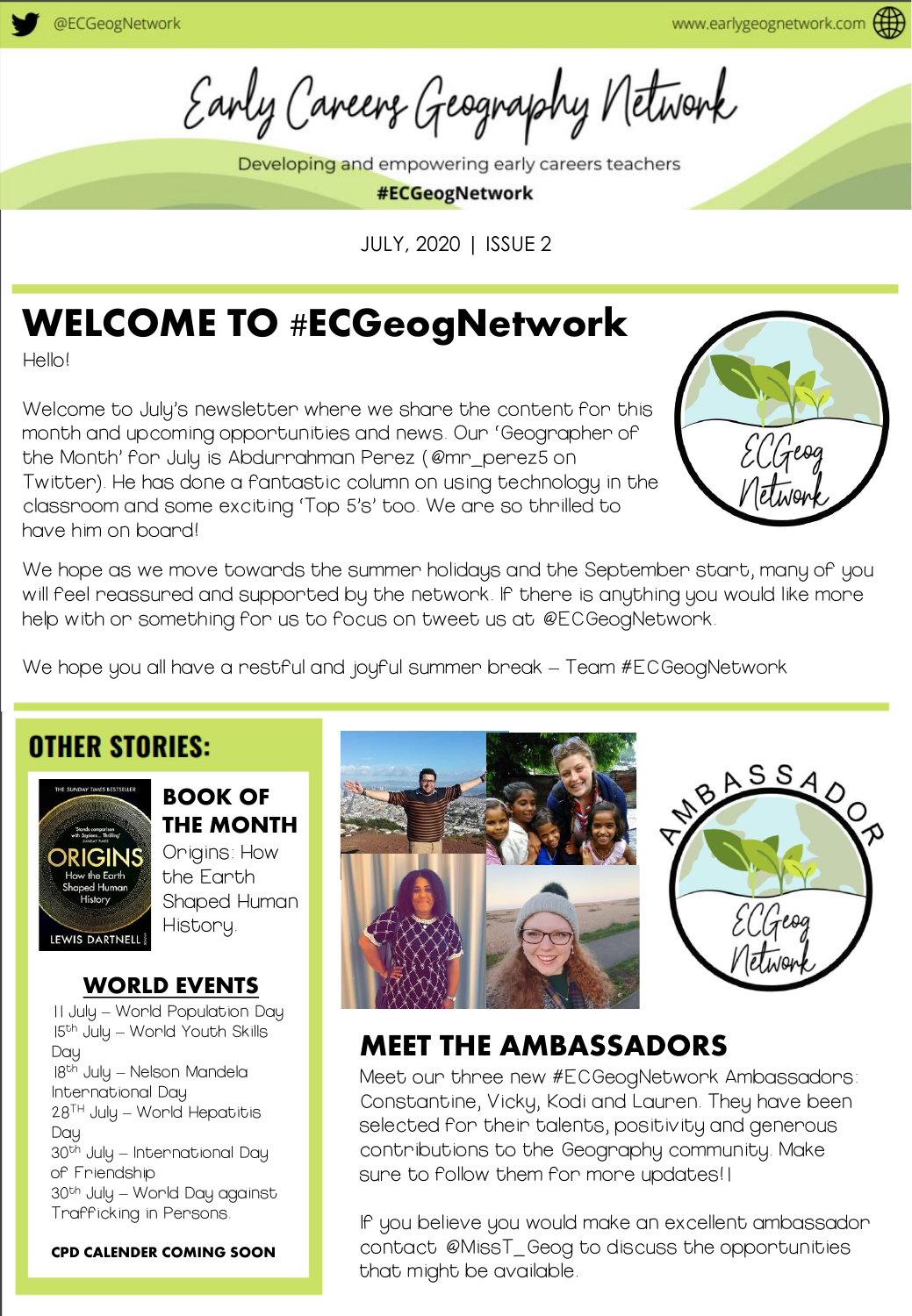@ECGeogNetwork

www.earlygeognetwork.com

# Early Careers Geography Network

Developing and empowering early careers teachers

**#ECGeogNetwork**

JULY, 2020 | ISSUE 2

## WELCOME TO #ECGeogNetwork

Hello!

Welcome to July's newsletter where we share the content for this month and upcoming opportunities and news. Our 'Geographer of the Month' for July is Abdurrahman Perez (@mr_perez5 on Twitter). He has done a fantastic column on using technology in the classroom and some exciting 'Top 5's' too. We are so thrilled to have him on board!

We hope as we move towards the summer holidays and the September start, many of you will feel reassured and supported by the network. If there is anything you would like more help with or something for us to focus on tweet us at @ECGeogNetwork.

We hope you all have a restful and joyful summer break – Team #ECGeogNetwork

## OTHER STORIES:

### BOOK OF THE MONTH

Origins: How the Earth Shaped Human History.

### WORLD EVENTS

11 July – World Population Day
15th July – World Youth Skills Day
18th July – Nelson Mandela International Day
28TH July – World Hepatitis Day
30th July – International Day of Friendship
30th July – World Day against Trafficking in Persons.

**CPD CALENDER COMING SOON**

## MEET THE AMBASSADORS

Meet our three new #ECGeogNetwork Ambassadors: Constantine, Vicky, Kodi and Lauren. They have been selected for their talents, positivity and generous contributions to the Geography community. Make sure to follow them for more updates!!

If you believe you would make an excellent ambassador contact @MissT_Geog to discuss the opportunities that might be available.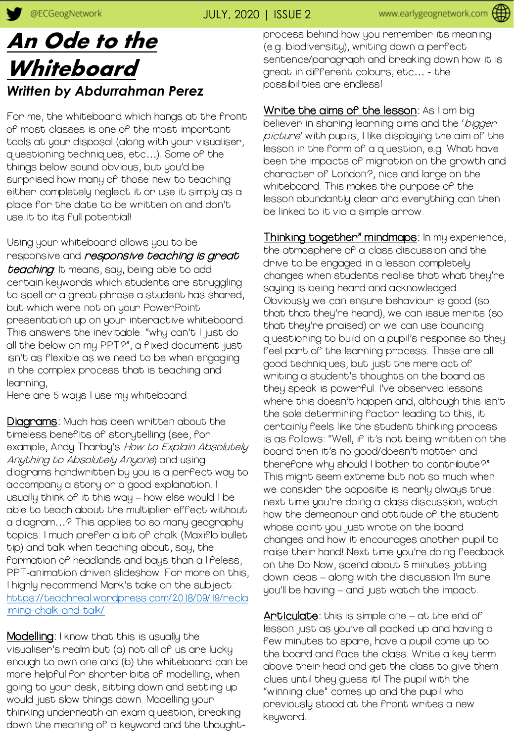# An Ode to the Whiteboard

### Written by Abdurrahman Perez

For me, the whiteboard which hangs at the front of most classes is one of the most important tools at your disposal (along with your visualiser, questioning techniques, etc…). Some of the things below sound obvious, but you'd be surprised how many of those new to teaching either completely neglect it or use it simply as a place for the date to be written on and don't use it to its full potential!

Using your whiteboard allows you to be responsive and ***responsive teaching is great teaching***. It means, say, being able to add certain keywords which students are struggling to spell or a great phrase a student has shared, but which were not on your PowerPoint presentation up on your interactive whiteboard. This answers the inevitable: "why can't I just do all the below on my PPT?"; a fixed document just isn't as flexible as we need to be when engaging in the complex process that is teaching and learning,

Here are 5 ways I use my whiteboard:

<u>Diagrams</u>: Much has been written about the timeless benefits of storytelling (see, for example, Andy Tharby's *How to Explain Absolutely Anything to Absolutely Anyone*) and using diagrams handwritten by you is a perfect way to accompany a story or a good explanation. I usually think of it this way – how else would I be able to teach about the multiplier effect without a diagram…? This applies to so many geography topics: I much prefer a bit of chalk (Maxiflo bullet tip) and talk when teaching about, say, the formation of headlands and bays than a lifeless, PPT-animation driven slideshow. For more on this, I highly recommend Mark's take on the subject: https://teachreal.wordpress.com/2018/09/19/reclaiming-chalk-and-talk/

<u>Modelling</u>: I know that this is usually the visualiser's realm but (a) not all of us are lucky enough to own one and (b) the whiteboard can be more helpful for shorter bits of modelling, when going to your desk, sitting down and setting up would just slow things down. Modelling your thinking underneath an exam question, breaking down the meaning of a keyword and the thought-process behind how you remember its meaning (e.g. biodiversity), writing down a perfect sentence/paragraph and breaking down how it is great in different colours, etc… - the possibilities are endless!

<u>Write the aims of the lesson</u>: As I am big believer in sharing learning aims and the '*bigger picture*' with pupils, I like displaying the aim of the lesson in the form of a question, e.g. What have been the impacts of migration on the growth and character of London?, nice and large on the whiteboard. This makes the purpose of the lesson abundantly clear and everything can then be linked to it via a simple arrow.

<u>Thinking together" mindmaps</u>: In my experience, the atmosphere of a class discussion and the drive to be engaged in a lesson completely changes when students realise that what they're saying is being heard and acknowledged. Obviously we can ensure behaviour is good (so that that they're heard), we can issue merits (so that they're praised) or we can use bouncing questioning to build on a pupil's response so they feel part of the learning process. These are all good techniques, but just the mere act of writing a student's thoughts on the board as they speak is powerful. I've observed lessons where this doesn't happen and, although this isn't the sole determining factor leading to this, it certainly feels like the student thinking process is as follows: "Well, if it's not being written on the board then it's no good/doesn't matter and therefore why should I bother to contribute?" This might seem extreme but not so much when we consider the opposite is nearly always true: next time you're doing a class discussion, watch how the demeanour and attitude of the student whose point you just wrote on the board changes and how it encourages another pupil to raise their hand! Next time you're doing feedback on the Do Now, spend about 5 minutes jotting down ideas – along with the discussion I'm sure you'll be having – and just watch the impact.

<u>Articulate</u>: this is simple one – at the end of lesson just as you've all packed up and having a few minutes to spare, have a pupil come up to the board and face the class. Write a key term above their head and get the class to give them clues until they guess it! The pupil with the "winning clue" comes up and the pupil who previously stood at the front writes a new keyword.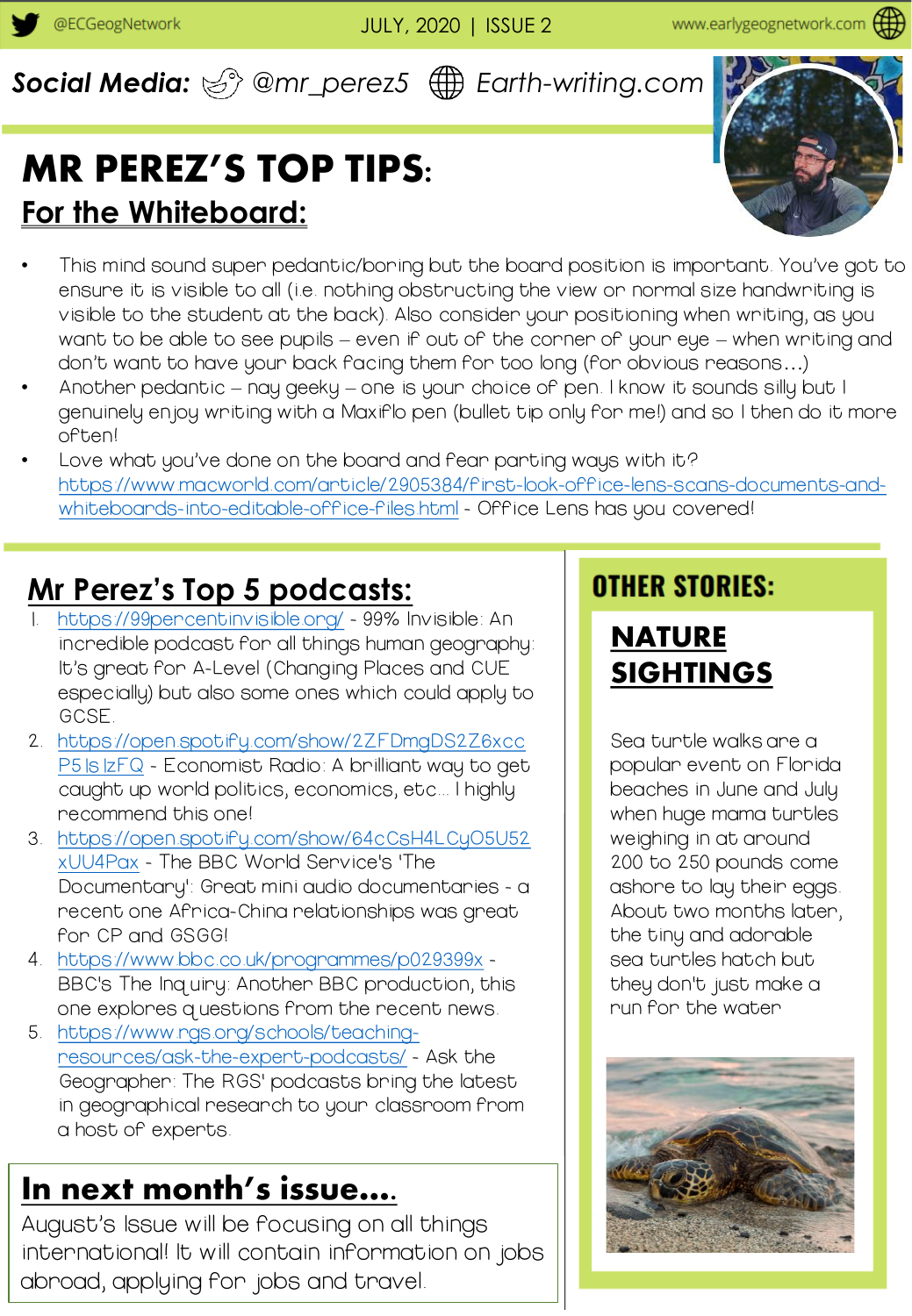**Social Media:** @mr_perez5 Earth-writing.com

# MR PEREZ'S TOP TIPS:

## For the Whiteboard:

- This mind sound super pedantic/boring but the board position is important. You've got to ensure it is visible to all (i.e. nothing obstructing the view or normal size handwriting is visible to the student at the back). Also consider your positioning when writing, as you want to be able to see pupils – even if out of the corner of your eye – when writing and don't want to have your back facing them for too long (for obvious reasons…)
- Another pedantic – nay geeky – one is your choice of pen. I know it sounds silly but I genuinely enjoy writing with a Maxiflo pen (bullet tip only for me!) and so I then do it more often!
- Love what you've done on the board and fear parting ways with it? https://www.macworld.com/article/2905384/first-look-office-lens-scans-documents-and-whiteboards-into-editable-office-files.html - Office Lens has you covered!

## Mr Perez's Top 5 podcasts:

1. https://99percentinvisible.org/ - 99% Invisible: An incredible podcast for all things human geography. It's great for A-Level (Changing Places and CUE especially) but also some ones which could apply to GCSE.
2. https://open.spotify.com/show/2ZFDmgDS2Z6xccP5lsIzFQ - Economist Radio: A brilliant way to get caught up world politics, economics, etc… I highly recommend this one!
3. https://open.spotify.com/show/64cCsH4LCyO5U52xUU4Pax - The BBC World Service's 'The Documentary': Great mini audio documentaries - a recent one Africa-China relationships was great for CP and GSGG!
4. https://www.bbc.co.uk/programmes/p029399x - BBC's The Inquiry: Another BBC production, this one explores questions from the recent news.
5. https://www.rgs.org/schools/teaching-resources/ask-the-expert-podcasts/ - Ask the Geographer: The RGS' podcasts bring the latest in geographical research to your classroom from a host of experts.

## In next month's issue….

August's Issue will be focusing on all things international! It will contain information on jobs abroad, applying for jobs and travel.

## OTHER STORIES:

### NATURE SIGHTINGS

Sea turtle walks are a popular event on Florida beaches in June and July when huge mama turtles weighing in at around 200 to 250 pounds come ashore to lay their eggs. About two months later, the tiny and adorable sea turtles hatch but they don't just make a run for the water